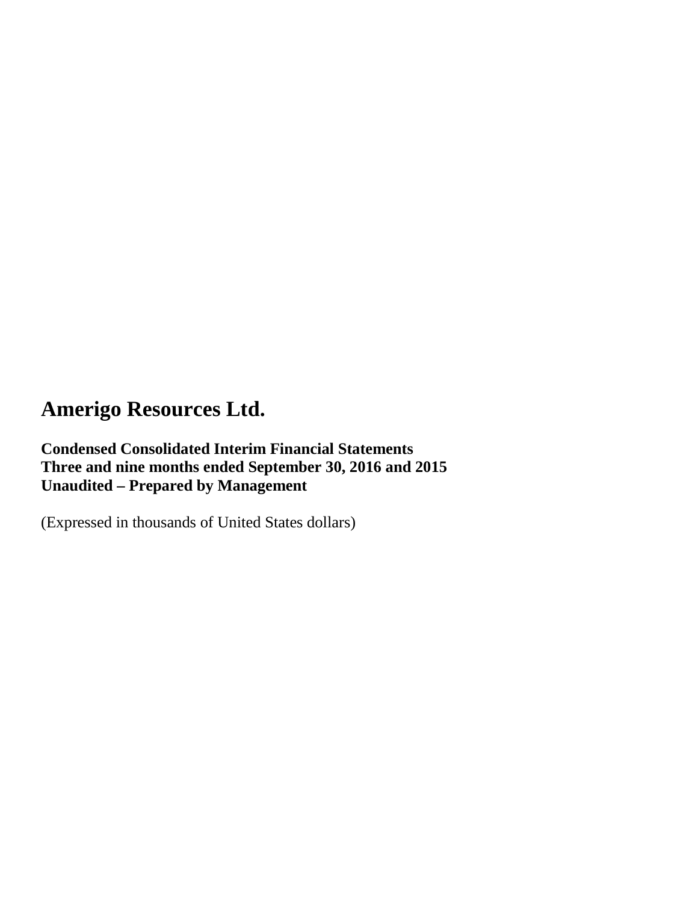# Amerigo Resources Ltd.

**Condensed Consolidated Interim Financial Statements**
**Three and nine months ended September 30, 2016 and 2015**
**Unaudited – Prepared by Management**

(Expressed in thousands of United States dollars)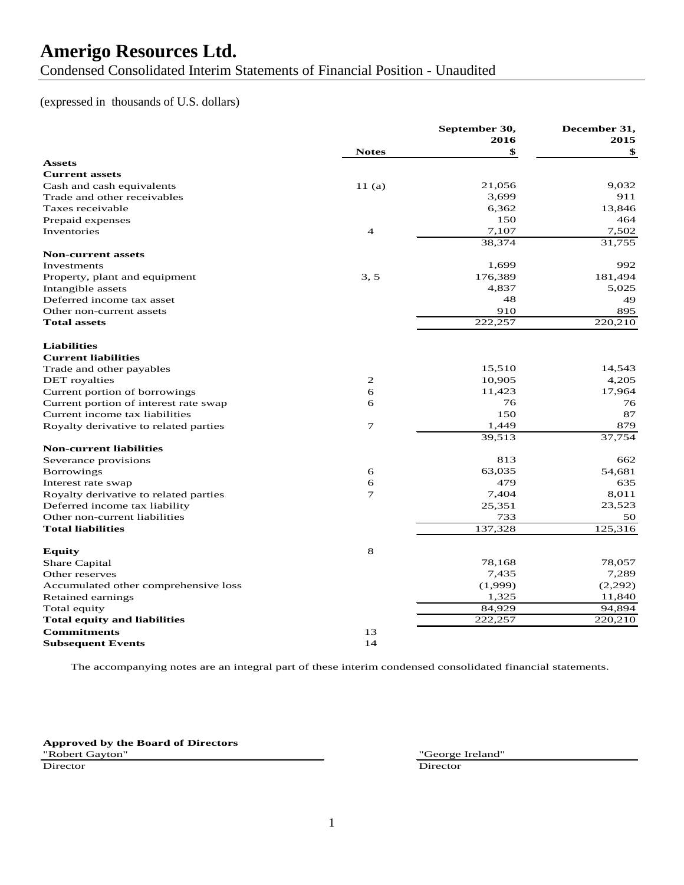# Amerigo Resources Ltd.

Condensed Consolidated Interim Statements of Financial Position - Unaudited

(expressed in thousands of U.S. dollars)

| | Notes | September 30, 2016 $ | December 31, 2015 $ |
|---|---|---|---|
| **Assets** | | | |
| **Current assets** | | | |
| Cash and cash equivalents | 11 (a) | 21,056 | 9,032 |
| Trade and other receivables | | 3,699 | 911 |
| Taxes receivable | | 6,362 | 13,846 |
| Prepaid expenses | | 150 | 464 |
| Inventories | 4 | 7,107 | 7,502 |
| | | 38,374 | 31,755 |
| **Non-current assets** | | | |
| Investments | | 1,699 | 992 |
| Property, plant and equipment | 3, 5 | 176,389 | 181,494 |
| Intangible assets | | 4,837 | 5,025 |
| Deferred income tax asset | | 48 | 49 |
| Other non-current assets | | 910 | 895 |
| **Total assets** | | 222,257 | 220,210 |
| **Liabilities** | | | |
| **Current liabilities** | | | |
| Trade and other payables | | 15,510 | 14,543 |
| DET royalties | 2 | 10,905 | 4,205 |
| Current portion of borrowings | 6 | 11,423 | 17,964 |
| Current portion of interest rate swap | 6 | 76 | 76 |
| Current income tax liabilities | | 150 | 87 |
| Royalty derivative to related parties | 7 | 1,449 | 879 |
| | | 39,513 | 37,754 |
| **Non-current liabilities** | | | |
| Severance provisions | | 813 | 662 |
| Borrowings | 6 | 63,035 | 54,681 |
| Interest rate swap | 6 | 479 | 635 |
| Royalty derivative to related parties | 7 | 7,404 | 8,011 |
| Deferred income tax liability | | 25,351 | 23,523 |
| Other non-current liabilities | | 733 | 50 |
| **Total liabilities** | | 137,328 | 125,316 |
| **Equity** | 8 | | |
| Share Capital | | 78,168 | 78,057 |
| Other reserves | | 7,435 | 7,289 |
| Accumulated other comprehensive loss | | (1,999) | (2,292) |
| Retained earnings | | 1,325 | 11,840 |
| Total equity | | 84,929 | 94,894 |
| **Total equity and liabilities** | | 222,257 | 220,210 |
| **Commitments** | 13 | | |
| **Subsequent Events** | 14 | | |

The accompanying notes are an integral part of these interim condensed consolidated financial statements.

**Approved by the Board of Directors**

"Robert Gayton"
Director

"George Ireland"
Director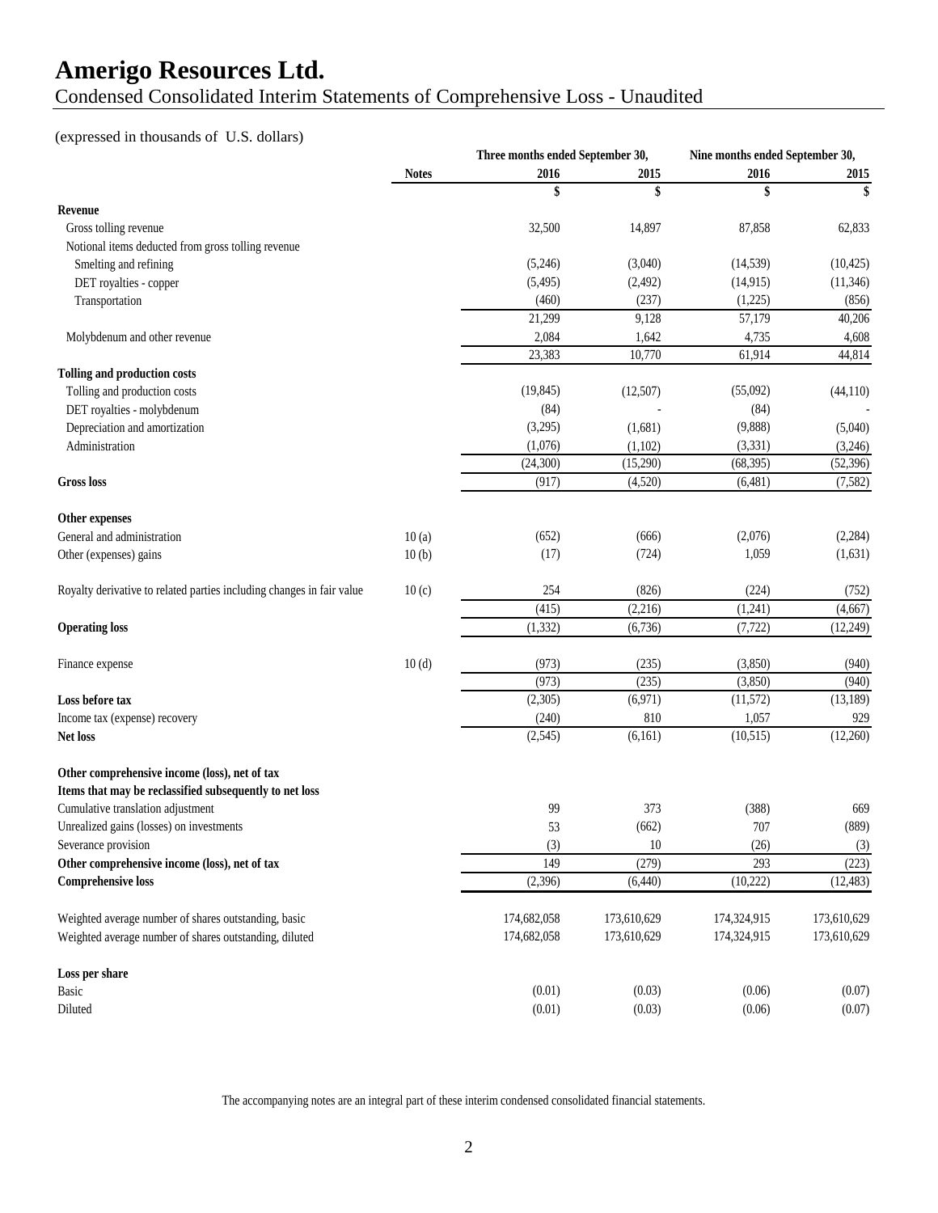# Amerigo Resources Ltd.

## Condensed Consolidated Interim Statements of Comprehensive Loss - Unaudited

(expressed in thousands of U.S. dollars)

| | Notes | Three months ended September 30, 2016 | Three months ended September 30, 2015 | Nine months ended September 30, 2016 | Nine months ended September 30, 2015 |
|---|---|---|---|---|---|
| | | $ | $ | $ | $ |
| **Revenue** | | | | | |
| Gross tolling revenue | | 32,500 | 14,897 | 87,858 | 62,833 |
| Notional items deducted from gross tolling revenue | | | | | |
| Smelting and refining | | (5,246) | (3,040) | (14,539) | (10,425) |
| DET royalties - copper | | (5,495) | (2,492) | (14,915) | (11,346) |
| Transportation | | (460) | (237) | (1,225) | (856) |
| | | 21,299 | 9,128 | 57,179 | 40,206 |
| Molybdenum and other revenue | | 2,084 | 1,642 | 4,735 | 4,608 |
| | | 23,383 | 10,770 | 61,914 | 44,814 |
| **Tolling and production costs** | | | | | |
| Tolling and production costs | | (19,845) | (12,507) | (55,092) | (44,110) |
| DET royalties - molybdenum | | (84) | - | (84) | - |
| Depreciation and amortization | | (3,295) | (1,681) | (9,888) | (5,040) |
| Administration | | (1,076) | (1,102) | (3,331) | (3,246) |
| | | (24,300) | (15,290) | (68,395) | (52,396) |
| **Gross loss** | | (917) | (4,520) | (6,481) | (7,582) |
| **Other expenses** | | | | | |
| General and administration | 10 (a) | (652) | (666) | (2,076) | (2,284) |
| Other (expenses) gains | 10 (b) | (17) | (724) | 1,059 | (1,631) |
| Royalty derivative to related parties including changes in fair value | 10 (c) | 254 | (826) | (224) | (752) |
| | | (415) | (2,216) | (1,241) | (4,667) |
| **Operating loss** | | (1,332) | (6,736) | (7,722) | (12,249) |
| Finance expense | 10 (d) | (973) | (235) | (3,850) | (940) |
| | | (973) | (235) | (3,850) | (940) |
| **Loss before tax** | | (2,305) | (6,971) | (11,572) | (13,189) |
| Income tax (expense) recovery | | (240) | 810 | 1,057 | 929 |
| **Net loss** | | (2,545) | (6,161) | (10,515) | (12,260) |
| **Other comprehensive income (loss), net of tax** | | | | | |
| **Items that may be reclassified subsequently to net loss** | | | | | |
| Cumulative translation adjustment | | 99 | 373 | (388) | 669 |
| Unrealized gains (losses) on investments | | 53 | (662) | 707 | (889) |
| Severance provision | | (3) | 10 | (26) | (3) |
| **Other comprehensive income (loss), net of tax** | | 149 | (279) | 293 | (223) |
| **Comprehensive loss** | | (2,396) | (6,440) | (10,222) | (12,483) |
| Weighted average number of shares outstanding, basic | | 174,682,058 | 173,610,629 | 174,324,915 | 173,610,629 |
| Weighted average number of shares outstanding, diluted | | 174,682,058 | 173,610,629 | 174,324,915 | 173,610,629 |
| **Loss per share** | | | | | |
| Basic | | (0.01) | (0.03) | (0.06) | (0.07) |
| Diluted | | (0.01) | (0.03) | (0.06) | (0.07) |

The accompanying notes are an integral part of these interim condensed consolidated financial statements.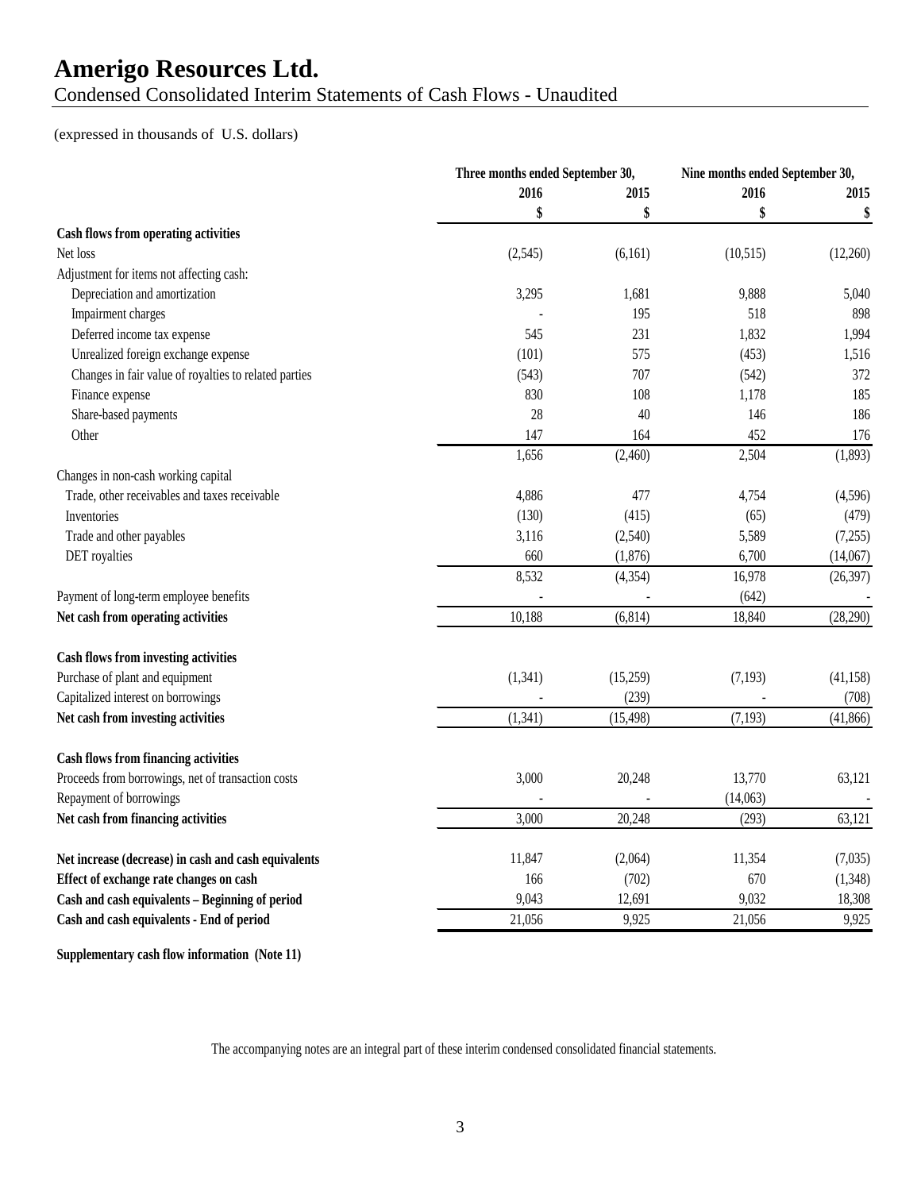# Amerigo Resources Ltd.

Condensed Consolidated Interim Statements of Cash Flows - Unaudited

(expressed in thousands of U.S. dollars)

| | Three months ended September 30, | | Nine months ended September 30, | |
|---|---|---|---|---|
| | 2016 | 2015 | 2016 | 2015 |
| | $ | $ | $ | $ |
| **Cash flows from operating activities** | | | | |
| Net loss | (2,545) | (6,161) | (10,515) | (12,260) |
| Adjustment for items not affecting cash: | | | | |
| Depreciation and amortization | 3,295 | 1,681 | 9,888 | 5,040 |
| Impairment charges | - | 195 | 518 | 898 |
| Deferred income tax expense | 545 | 231 | 1,832 | 1,994 |
| Unrealized foreign exchange expense | (101) | 575 | (453) | 1,516 |
| Changes in fair value of royalties to related parties | (543) | 707 | (542) | 372 |
| Finance expense | 830 | 108 | 1,178 | 185 |
| Share-based payments | 28 | 40 | 146 | 186 |
| Other | 147 | 164 | 452 | 176 |
| | 1,656 | (2,460) | 2,504 | (1,893) |
| Changes in non-cash working capital | | | | |
| Trade, other receivables and taxes receivable | 4,886 | 477 | 4,754 | (4,596) |
| Inventories | (130) | (415) | (65) | (479) |
| Trade and other payables | 3,116 | (2,540) | 5,589 | (7,255) |
| DET royalties | 660 | (1,876) | 6,700 | (14,067) |
| | 8,532 | (4,354) | 16,978 | (26,397) |
| Payment of long-term employee benefits | - | - | (642) | - |
| **Net cash from operating activities** | 10,188 | (6,814) | 18,840 | (28,290) |
| **Cash flows from investing activities** | | | | |
| Purchase of plant and equipment | (1,341) | (15,259) | (7,193) | (41,158) |
| Capitalized interest on borrowings | - | (239) | - | (708) |
| **Net cash from investing activities** | (1,341) | (15,498) | (7,193) | (41,866) |
| **Cash flows from financing activities** | | | | |
| Proceeds from borrowings, net of transaction costs | 3,000 | 20,248 | 13,770 | 63,121 |
| Repayment of borrowings | - | - | (14,063) | - |
| **Net cash from financing activities** | 3,000 | 20,248 | (293) | 63,121 |
| **Net increase (decrease) in cash and cash equivalents** | 11,847 | (2,064) | 11,354 | (7,035) |
| **Effect of exchange rate changes on cash** | 166 | (702) | 670 | (1,348) |
| **Cash and cash equivalents – Beginning of period** | 9,043 | 12,691 | 9,032 | 18,308 |
| **Cash and cash equivalents - End of period** | 21,056 | 9,925 | 21,056 | 9,925 |

**Supplementary cash flow information (Note 11)**

The accompanying notes are an integral part of these interim condensed consolidated financial statements.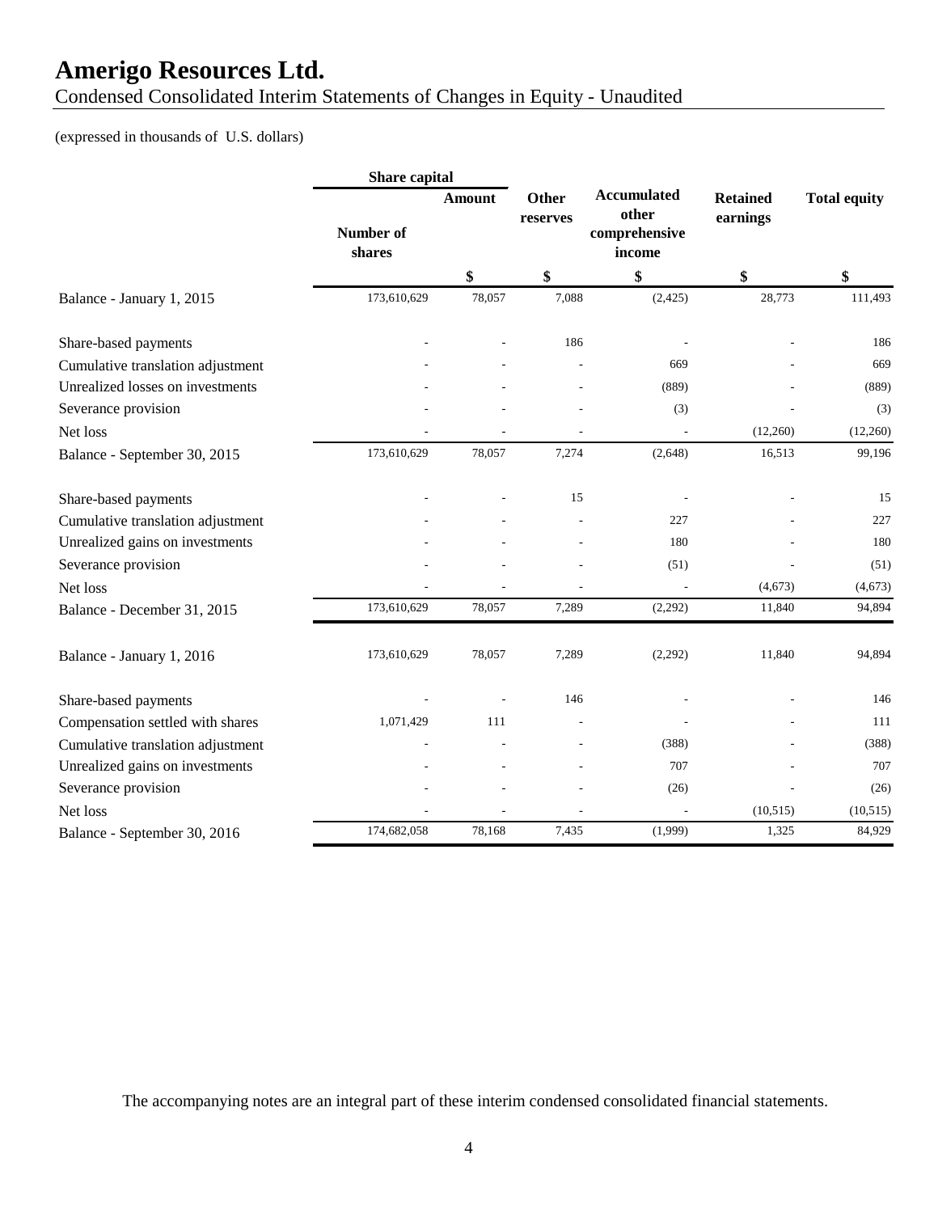# Amerigo Resources Ltd.

Condensed Consolidated Interim Statements of Changes in Equity - Unaudited

(expressed in thousands of U.S. dollars)

| | Share capital | | Other reserves | Accumulated other comprehensive income | Retained earnings | Total equity |
|---|---|---|---|---|---|---|
| | Number of shares | Amount | | | | |
| | | $ | $ | $ | $ | $ |
| Balance - January 1, 2015 | 173,610,629 | 78,057 | 7,088 | (2,425) | 28,773 | 111,493 |
| Share-based payments | - | - | 186 | - | - | 186 |
| Cumulative translation adjustment | - | - | - | 669 | - | 669 |
| Unrealized losses on investments | - | - | - | (889) | - | (889) |
| Severance provision | - | - | - | (3) | - | (3) |
| Net loss | - | - | - | - | (12,260) | (12,260) |
| Balance - September 30, 2015 | 173,610,629 | 78,057 | 7,274 | (2,648) | 16,513 | 99,196 |
| Share-based payments | - | - | 15 | - | - | 15 |
| Cumulative translation adjustment | - | - | - | 227 | - | 227 |
| Unrealized gains on investments | - | - | - | 180 | - | 180 |
| Severance provision | - | - | - | (51) | - | (51) |
| Net loss | - | - | - | - | (4,673) | (4,673) |
| Balance - December 31, 2015 | 173,610,629 | 78,057 | 7,289 | (2,292) | 11,840 | 94,894 |
| Balance - January 1, 2016 | 173,610,629 | 78,057 | 7,289 | (2,292) | 11,840 | 94,894 |
| Share-based payments | - | - | 146 | - | - | 146 |
| Compensation settled with shares | 1,071,429 | 111 | - | - | - | 111 |
| Cumulative translation adjustment | - | - | - | (388) | - | (388) |
| Unrealized gains on investments | - | - | - | 707 | - | 707 |
| Severance provision | - | - | - | (26) | - | (26) |
| Net loss | - | - | - | - | (10,515) | (10,515) |
| Balance - September 30, 2016 | 174,682,058 | 78,168 | 7,435 | (1,999) | 1,325 | 84,929 |

The accompanying notes are an integral part of these interim condensed consolidated financial statements.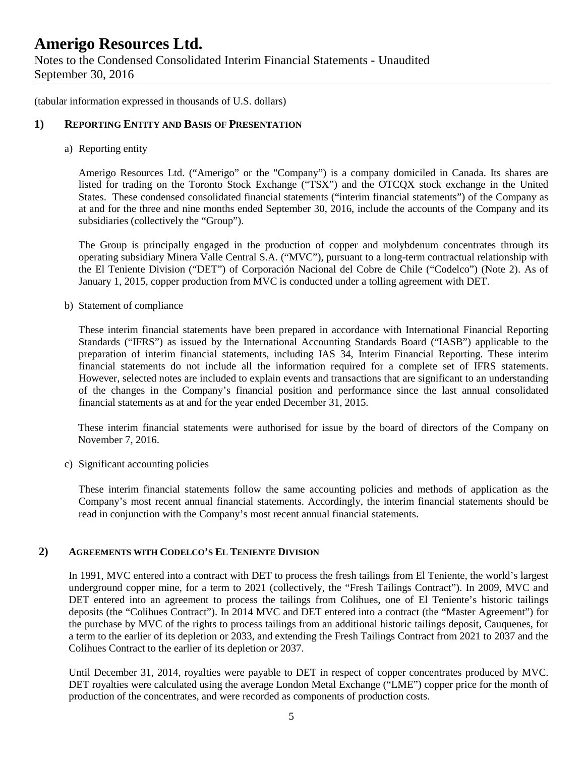(tabular information expressed in thousands of U.S. dollars)

## 1) Reporting Entity and Basis of Presentation

a) Reporting entity

Amerigo Resources Ltd. ("Amerigo" or the "Company") is a company domiciled in Canada. Its shares are listed for trading on the Toronto Stock Exchange ("TSX") and the OTCQX stock exchange in the United States. These condensed consolidated financial statements ("interim financial statements") of the Company as at and for the three and nine months ended September 30, 2016, include the accounts of the Company and its subsidiaries (collectively the "Group").

The Group is principally engaged in the production of copper and molybdenum concentrates through its operating subsidiary Minera Valle Central S.A. ("MVC"), pursuant to a long-term contractual relationship with the El Teniente Division ("DET") of Corporación Nacional del Cobre de Chile ("Codelco") (Note 2). As of January 1, 2015, copper production from MVC is conducted under a tolling agreement with DET.

b) Statement of compliance

These interim financial statements have been prepared in accordance with International Financial Reporting Standards ("IFRS") as issued by the International Accounting Standards Board ("IASB") applicable to the preparation of interim financial statements, including IAS 34, Interim Financial Reporting. These interim financial statements do not include all the information required for a complete set of IFRS statements. However, selected notes are included to explain events and transactions that are significant to an understanding of the changes in the Company's financial position and performance since the last annual consolidated financial statements as at and for the year ended December 31, 2015.

These interim financial statements were authorised for issue by the board of directors of the Company on November 7, 2016.

c) Significant accounting policies

These interim financial statements follow the same accounting policies and methods of application as the Company's most recent annual financial statements. Accordingly, the interim financial statements should be read in conjunction with the Company's most recent annual financial statements.

## 2) Agreements with Codelco's El Teniente Division

In 1991, MVC entered into a contract with DET to process the fresh tailings from El Teniente, the world's largest underground copper mine, for a term to 2021 (collectively, the "Fresh Tailings Contract"). In 2009, MVC and DET entered into an agreement to process the tailings from Colihues, one of El Teniente's historic tailings deposits (the "Colihues Contract"). In 2014 MVC and DET entered into a contract (the "Master Agreement") for the purchase by MVC of the rights to process tailings from an additional historic tailings deposit, Cauquenes, for a term to the earlier of its depletion or 2033, and extending the Fresh Tailings Contract from 2021 to 2037 and the Colihues Contract to the earlier of its depletion or 2037.

Until December 31, 2014, royalties were payable to DET in respect of copper concentrates produced by MVC. DET royalties were calculated using the average London Metal Exchange ("LME") copper price for the month of production of the concentrates, and were recorded as components of production costs.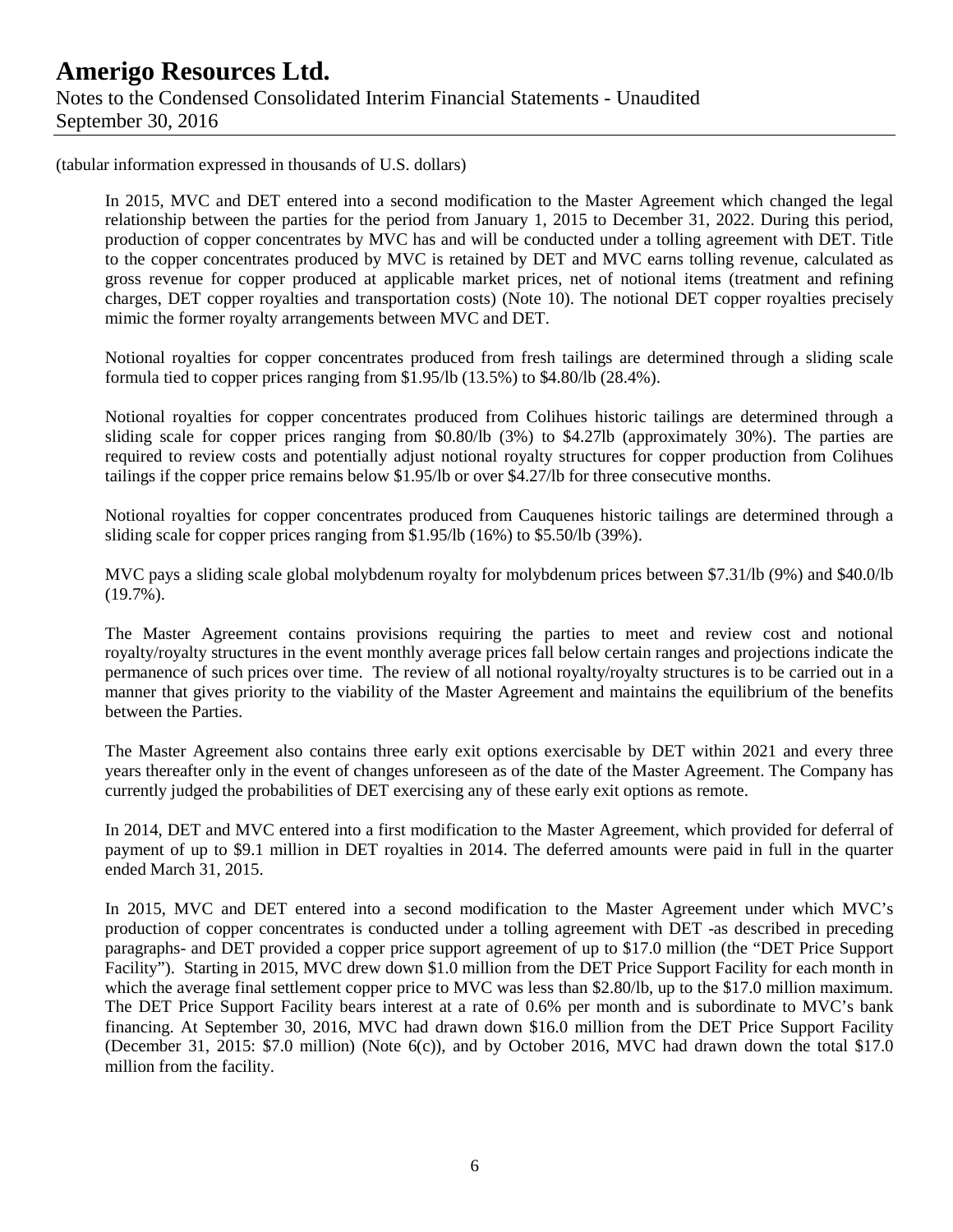(tabular information expressed in thousands of U.S. dollars)

In 2015, MVC and DET entered into a second modification to the Master Agreement which changed the legal relationship between the parties for the period from January 1, 2015 to December 31, 2022. During this period, production of copper concentrates by MVC has and will be conducted under a tolling agreement with DET. Title to the copper concentrates produced by MVC is retained by DET and MVC earns tolling revenue, calculated as gross revenue for copper produced at applicable market prices, net of notional items (treatment and refining charges, DET copper royalties and transportation costs) (Note 10). The notional DET copper royalties precisely mimic the former royalty arrangements between MVC and DET.

Notional royalties for copper concentrates produced from fresh tailings are determined through a sliding scale formula tied to copper prices ranging from $1.95/lb (13.5%) to $4.80/lb (28.4%).

Notional royalties for copper concentrates produced from Colihues historic tailings are determined through a sliding scale for copper prices ranging from $0.80/lb (3%) to $4.27lb (approximately 30%). The parties are required to review costs and potentially adjust notional royalty structures for copper production from Colihues tailings if the copper price remains below $1.95/lb or over $4.27/lb for three consecutive months.

Notional royalties for copper concentrates produced from Cauquenes historic tailings are determined through a sliding scale for copper prices ranging from $1.95/lb (16%) to $5.50/lb (39%).

MVC pays a sliding scale global molybdenum royalty for molybdenum prices between $7.31/lb (9%) and $40.0/lb (19.7%).

The Master Agreement contains provisions requiring the parties to meet and review cost and notional royalty/royalty structures in the event monthly average prices fall below certain ranges and projections indicate the permanence of such prices over time. The review of all notional royalty/royalty structures is to be carried out in a manner that gives priority to the viability of the Master Agreement and maintains the equilibrium of the benefits between the Parties.

The Master Agreement also contains three early exit options exercisable by DET within 2021 and every three years thereafter only in the event of changes unforeseen as of the date of the Master Agreement. The Company has currently judged the probabilities of DET exercising any of these early exit options as remote.

In 2014, DET and MVC entered into a first modification to the Master Agreement, which provided for deferral of payment of up to $9.1 million in DET royalties in 2014. The deferred amounts were paid in full in the quarter ended March 31, 2015.

In 2015, MVC and DET entered into a second modification to the Master Agreement under which MVC's production of copper concentrates is conducted under a tolling agreement with DET -as described in preceding paragraphs- and DET provided a copper price support agreement of up to $17.0 million (the "DET Price Support Facility"). Starting in 2015, MVC drew down $1.0 million from the DET Price Support Facility for each month in which the average final settlement copper price to MVC was less than $2.80/lb, up to the $17.0 million maximum. The DET Price Support Facility bears interest at a rate of 0.6% per month and is subordinate to MVC's bank financing. At September 30, 2016, MVC had drawn down $16.0 million from the DET Price Support Facility (December 31, 2015: $7.0 million) (Note 6(c)), and by October 2016, MVC had drawn down the total $17.0 million from the facility.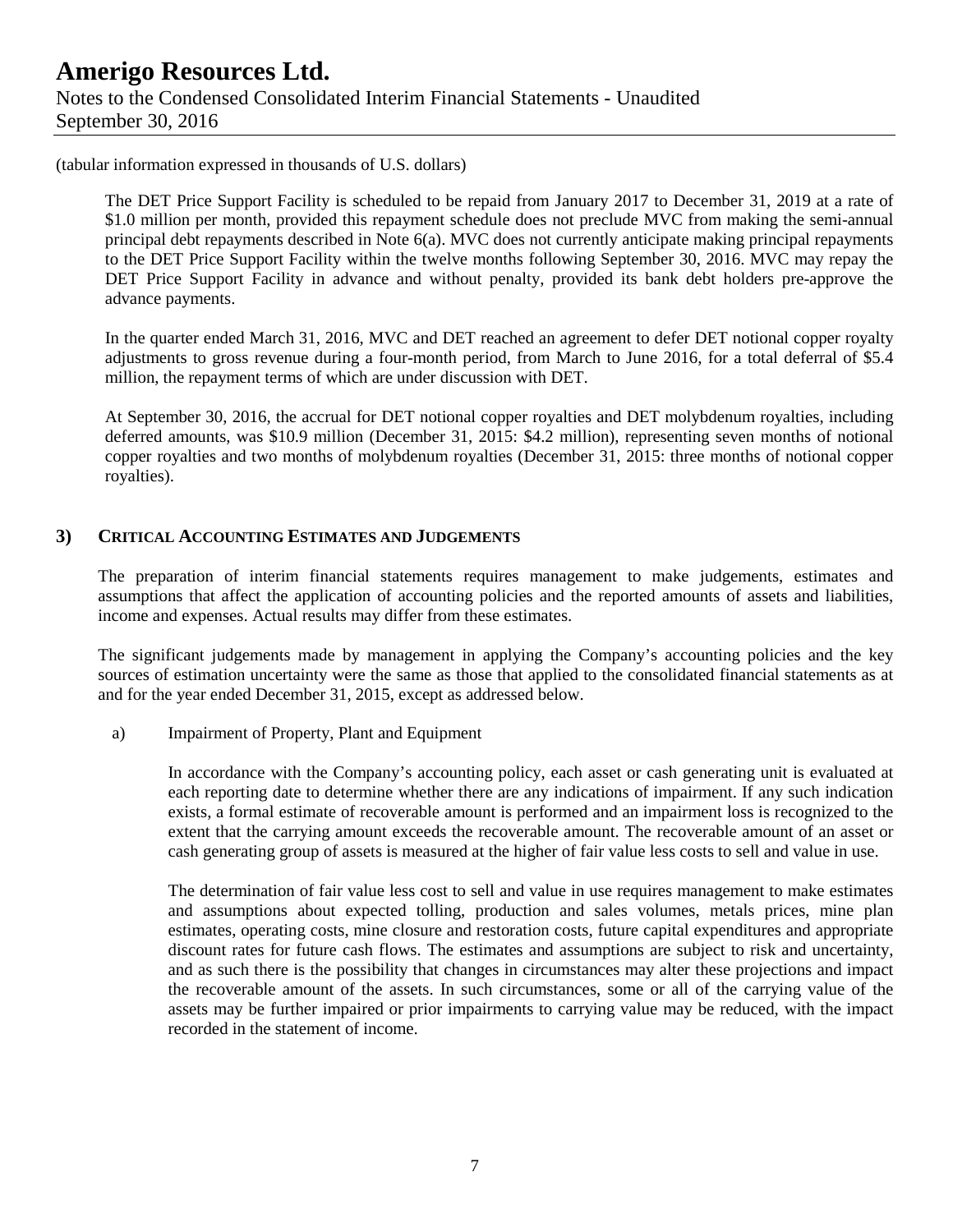(tabular information expressed in thousands of U.S. dollars)

The DET Price Support Facility is scheduled to be repaid from January 2017 to December 31, 2019 at a rate of $1.0 million per month, provided this repayment schedule does not preclude MVC from making the semi-annual principal debt repayments described in Note 6(a). MVC does not currently anticipate making principal repayments to the DET Price Support Facility within the twelve months following September 30, 2016. MVC may repay the DET Price Support Facility in advance and without penalty, provided its bank debt holders pre-approve the advance payments.

In the quarter ended March 31, 2016, MVC and DET reached an agreement to defer DET notional copper royalty adjustments to gross revenue during a four-month period, from March to June 2016, for a total deferral of $5.4 million, the repayment terms of which are under discussion with DET.

At September 30, 2016, the accrual for DET notional copper royalties and DET molybdenum royalties, including deferred amounts, was $10.9 million (December 31, 2015: $4.2 million), representing seven months of notional copper royalties and two months of molybdenum royalties (December 31, 2015: three months of notional copper royalties).

## 3) Critical Accounting Estimates and Judgements

The preparation of interim financial statements requires management to make judgements, estimates and assumptions that affect the application of accounting policies and the reported amounts of assets and liabilities, income and expenses. Actual results may differ from these estimates.

The significant judgements made by management in applying the Company's accounting policies and the key sources of estimation uncertainty were the same as those that applied to the consolidated financial statements as at and for the year ended December 31, 2015, except as addressed below.

a) Impairment of Property, Plant and Equipment

In accordance with the Company's accounting policy, each asset or cash generating unit is evaluated at each reporting date to determine whether there are any indications of impairment. If any such indication exists, a formal estimate of recoverable amount is performed and an impairment loss is recognized to the extent that the carrying amount exceeds the recoverable amount. The recoverable amount of an asset or cash generating group of assets is measured at the higher of fair value less costs to sell and value in use.

The determination of fair value less cost to sell and value in use requires management to make estimates and assumptions about expected tolling, production and sales volumes, metals prices, mine plan estimates, operating costs, mine closure and restoration costs, future capital expenditures and appropriate discount rates for future cash flows. The estimates and assumptions are subject to risk and uncertainty, and as such there is the possibility that changes in circumstances may alter these projections and impact the recoverable amount of the assets. In such circumstances, some or all of the carrying value of the assets may be further impaired or prior impairments to carrying value may be reduced, with the impact recorded in the statement of income.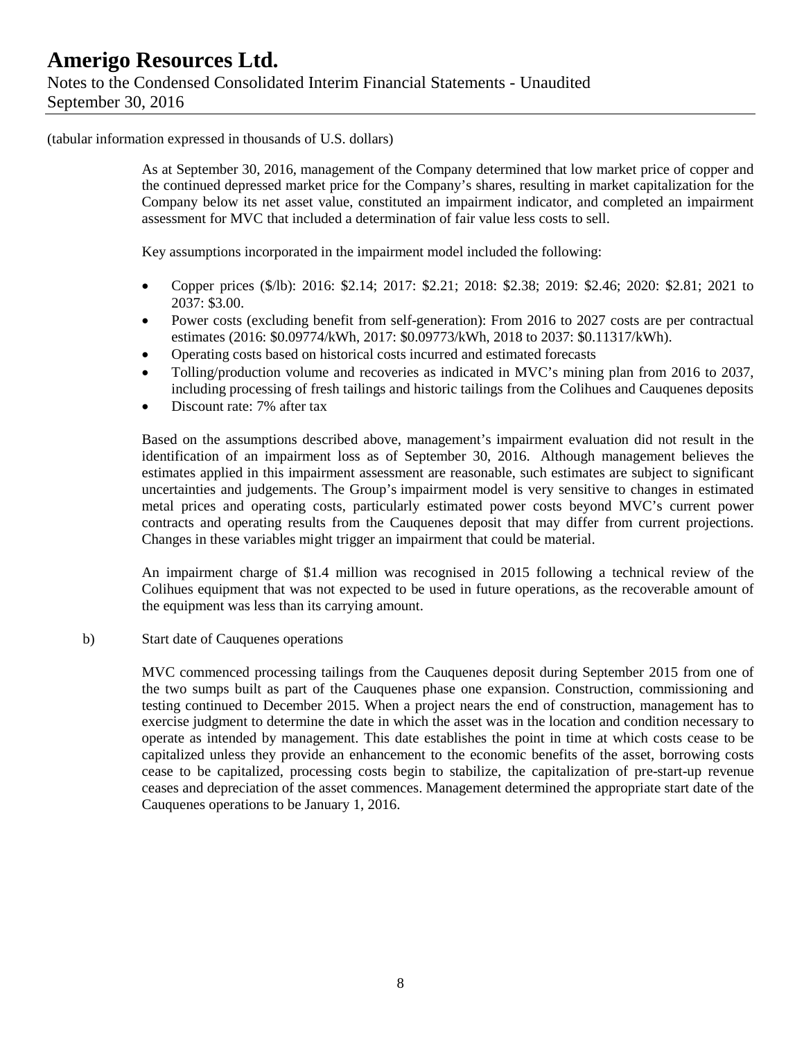(tabular information expressed in thousands of U.S. dollars)

As at September 30, 2016, management of the Company determined that low market price of copper and the continued depressed market price for the Company's shares, resulting in market capitalization for the Company below its net asset value, constituted an impairment indicator, and completed an impairment assessment for MVC that included a determination of fair value less costs to sell.

Key assumptions incorporated in the impairment model included the following:

- Copper prices ($/lb): 2016: $2.14; 2017: $2.21; 2018: $2.38; 2019: $2.46; 2020: $2.81; 2021 to 2037: $3.00.
- Power costs (excluding benefit from self-generation): From 2016 to 2027 costs are per contractual estimates (2016: $0.09774/kWh, 2017: $0.09773/kWh, 2018 to 2037: $0.11317/kWh).
- Operating costs based on historical costs incurred and estimated forecasts
- Tolling/production volume and recoveries as indicated in MVC's mining plan from 2016 to 2037, including processing of fresh tailings and historic tailings from the Colihues and Cauquenes deposits
- Discount rate: 7% after tax

Based on the assumptions described above, management's impairment evaluation did not result in the identification of an impairment loss as of September 30, 2016. Although management believes the estimates applied in this impairment assessment are reasonable, such estimates are subject to significant uncertainties and judgements. The Group's impairment model is very sensitive to changes in estimated metal prices and operating costs, particularly estimated power costs beyond MVC's current power contracts and operating results from the Cauquenes deposit that may differ from current projections. Changes in these variables might trigger an impairment that could be material.

An impairment charge of $1.4 million was recognised in 2015 following a technical review of the Colihues equipment that was not expected to be used in future operations, as the recoverable amount of the equipment was less than its carrying amount.

b) Start date of Cauquenes operations

MVC commenced processing tailings from the Cauquenes deposit during September 2015 from one of the two sumps built as part of the Cauquenes phase one expansion. Construction, commissioning and testing continued to December 2015. When a project nears the end of construction, management has to exercise judgment to determine the date in which the asset was in the location and condition necessary to operate as intended by management. This date establishes the point in time at which costs cease to be capitalized unless they provide an enhancement to the economic benefits of the asset, borrowing costs cease to be capitalized, processing costs begin to stabilize, the capitalization of pre-start-up revenue ceases and depreciation of the asset commences. Management determined the appropriate start date of the Cauquenes operations to be January 1, 2016.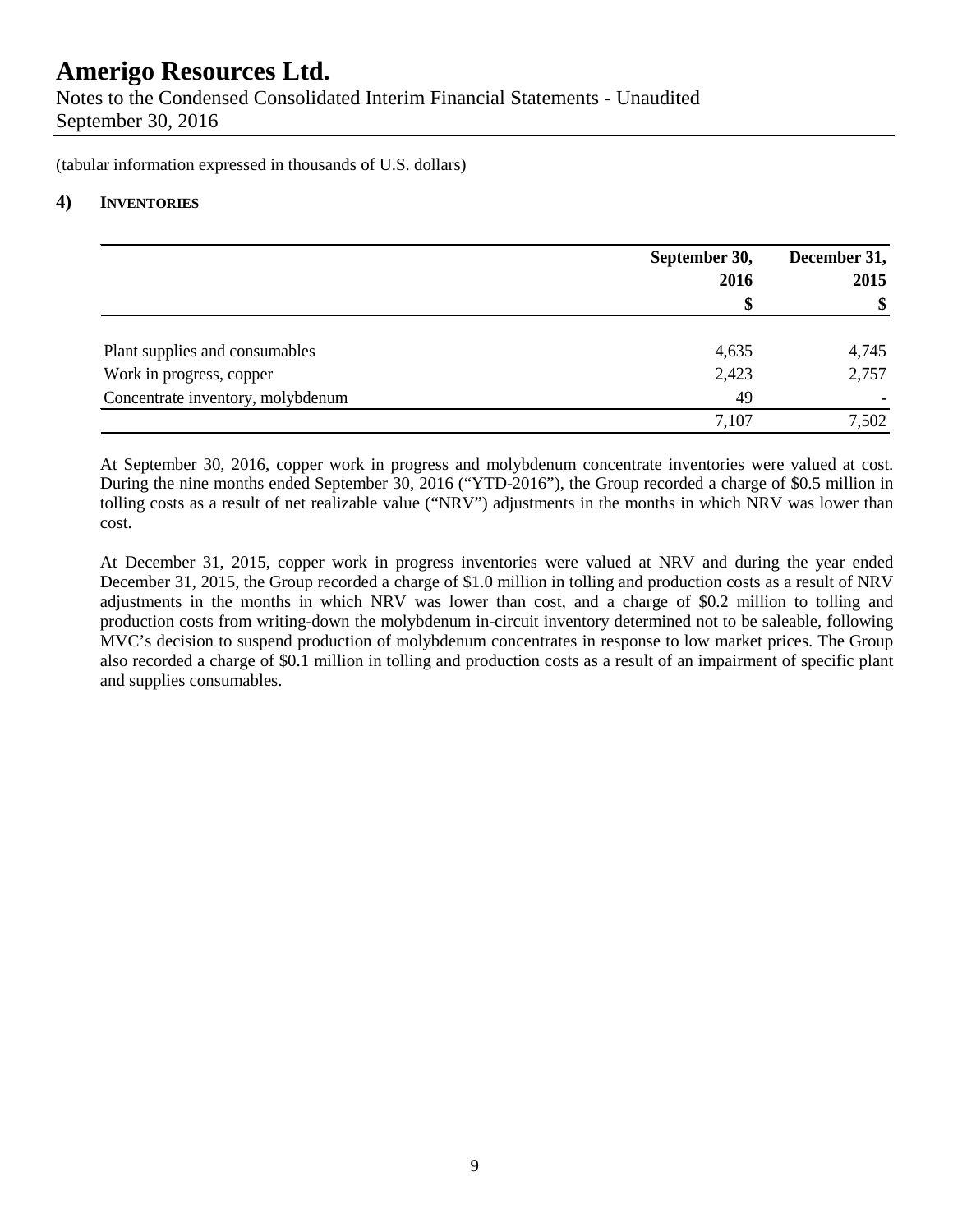(tabular information expressed in thousands of U.S. dollars)

## 4) INVENTORIES

| | September 30, 2016 $ | December 31, 2015 $ |
|---|---|---|
| Plant supplies and consumables | 4,635 | 4,745 |
| Work in progress, copper | 2,423 | 2,757 |
| Concentrate inventory, molybdenum | 49 | - |
| | 7,107 | 7,502 |

At September 30, 2016, copper work in progress and molybdenum concentrate inventories were valued at cost. During the nine months ended September 30, 2016 ("YTD-2016"), the Group recorded a charge of $0.5 million in tolling costs as a result of net realizable value ("NRV") adjustments in the months in which NRV was lower than cost.

At December 31, 2015, copper work in progress inventories were valued at NRV and during the year ended December 31, 2015, the Group recorded a charge of $1.0 million in tolling and production costs as a result of NRV adjustments in the months in which NRV was lower than cost, and a charge of $0.2 million to tolling and production costs from writing-down the molybdenum in-circuit inventory determined not to be saleable, following MVC's decision to suspend production of molybdenum concentrates in response to low market prices. The Group also recorded a charge of $0.1 million in tolling and production costs as a result of an impairment of specific plant and supplies consumables.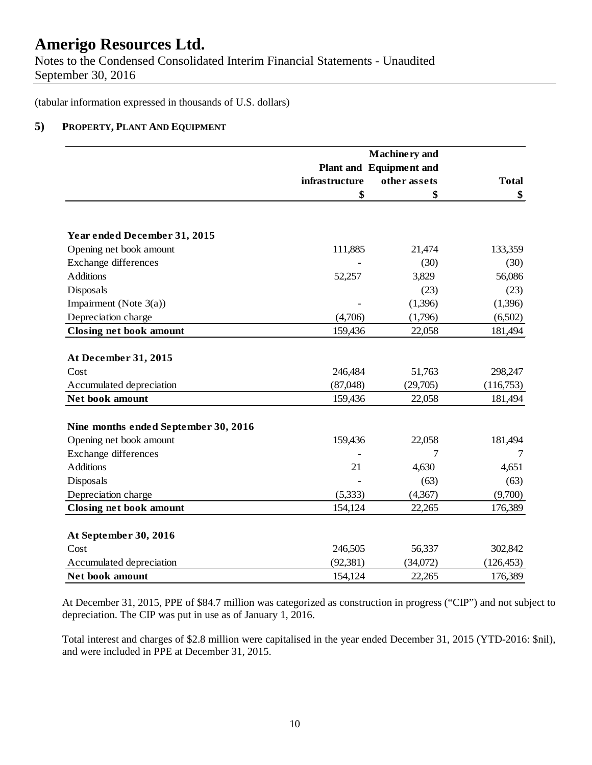(tabular information expressed in thousands of U.S. dollars)

## 5) PROPERTY, PLANT AND EQUIPMENT

| | Plant and infrastructure | Machinery and Equipment and other assets | Total |
|---|---|---|---|
| | $ | $ | $ |
| **Year ended December 31, 2015** | | | |
| Opening net book amount | 111,885 | 21,474 | 133,359 |
| Exchange differences | - | (30) | (30) |
| Additions | 52,257 | 3,829 | 56,086 |
| Disposals | | (23) | (23) |
| Impairment (Note 3(a)) | - | (1,396) | (1,396) |
| Depreciation charge | (4,706) | (1,796) | (6,502) |
| **Closing net book amount** | 159,436 | 22,058 | 181,494 |
| **At December 31, 2015** | | | |
| Cost | 246,484 | 51,763 | 298,247 |
| Accumulated depreciation | (87,048) | (29,705) | (116,753) |
| **Net book amount** | 159,436 | 22,058 | 181,494 |
| **Nine months ended September 30, 2016** | | | |
| Opening net book amount | 159,436 | 22,058 | 181,494 |
| Exchange differences | - | 7 | 7 |
| Additions | 21 | 4,630 | 4,651 |
| Disposals | - | (63) | (63) |
| Depreciation charge | (5,333) | (4,367) | (9,700) |
| **Closing net book amount** | 154,124 | 22,265 | 176,389 |
| **At September 30, 2016** | | | |
| Cost | 246,505 | 56,337 | 302,842 |
| Accumulated depreciation | (92,381) | (34,072) | (126,453) |
| **Net book amount** | 154,124 | 22,265 | 176,389 |

At December 31, 2015, PPE of $84.7 million was categorized as construction in progress ("CIP") and not subject to depreciation. The CIP was put in use as of January 1, 2016.

Total interest and charges of $2.8 million were capitalised in the year ended December 31, 2015 (YTD-2016: $nil), and were included in PPE at December 31, 2015.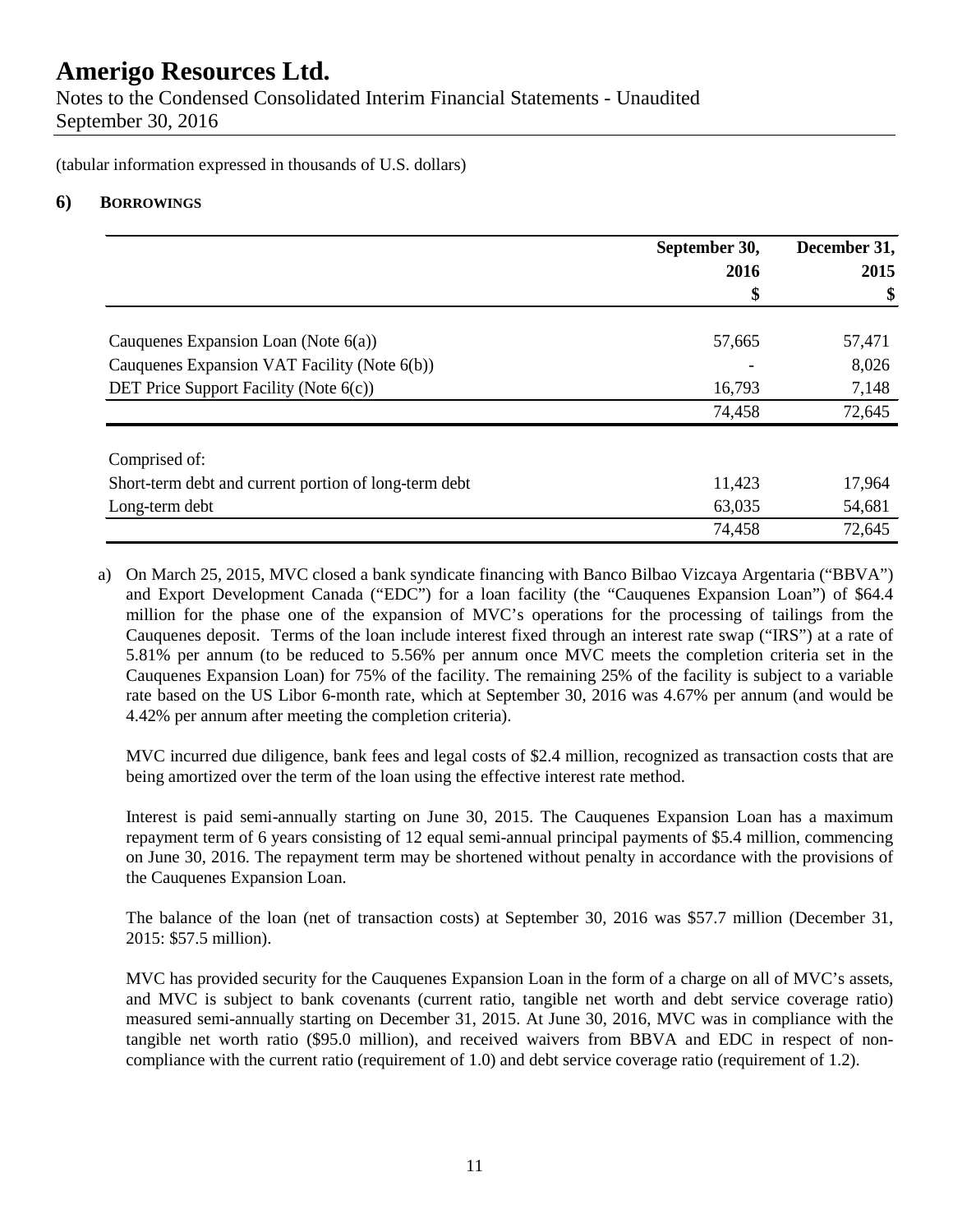(tabular information expressed in thousands of U.S. dollars)

## 6) BORROWINGS

| | September 30, 2016 $ | December 31, 2015 $ |
|---|---|---|
| Cauquenes Expansion Loan (Note 6(a)) | 57,665 | 57,471 |
| Cauquenes Expansion VAT Facility (Note 6(b)) | - | 8,026 |
| DET Price Support Facility (Note 6(c)) | 16,793 | 7,148 |
| | 74,458 | 72,645 |
| Comprised of: | | |
| Short-term debt and current portion of long-term debt | 11,423 | 17,964 |
| Long-term debt | 63,035 | 54,681 |
| | 74,458 | 72,645 |

a) On March 25, 2015, MVC closed a bank syndicate financing with Banco Bilbao Vizcaya Argentaria ("BBVA") and Export Development Canada ("EDC") for a loan facility (the "Cauquenes Expansion Loan") of $64.4 million for the phase one of the expansion of MVC's operations for the processing of tailings from the Cauquenes deposit. Terms of the loan include interest fixed through an interest rate swap ("IRS") at a rate of 5.81% per annum (to be reduced to 5.56% per annum once MVC meets the completion criteria set in the Cauquenes Expansion Loan) for 75% of the facility. The remaining 25% of the facility is subject to a variable rate based on the US Libor 6-month rate, which at September 30, 2016 was 4.67% per annum (and would be 4.42% per annum after meeting the completion criteria).

   MVC incurred due diligence, bank fees and legal costs of $2.4 million, recognized as transaction costs that are being amortized over the term of the loan using the effective interest rate method.

   Interest is paid semi-annually starting on June 30, 2015. The Cauquenes Expansion Loan has a maximum repayment term of 6 years consisting of 12 equal semi-annual principal payments of $5.4 million, commencing on June 30, 2016. The repayment term may be shortened without penalty in accordance with the provisions of the Cauquenes Expansion Loan.

   The balance of the loan (net of transaction costs) at September 30, 2016 was $57.7 million (December 31, 2015: $57.5 million).

   MVC has provided security for the Cauquenes Expansion Loan in the form of a charge on all of MVC's assets, and MVC is subject to bank covenants (current ratio, tangible net worth and debt service coverage ratio) measured semi-annually starting on December 31, 2015. At June 30, 2016, MVC was in compliance with the tangible net worth ratio ($95.0 million), and received waivers from BBVA and EDC in respect of non-compliance with the current ratio (requirement of 1.0) and debt service coverage ratio (requirement of 1.2).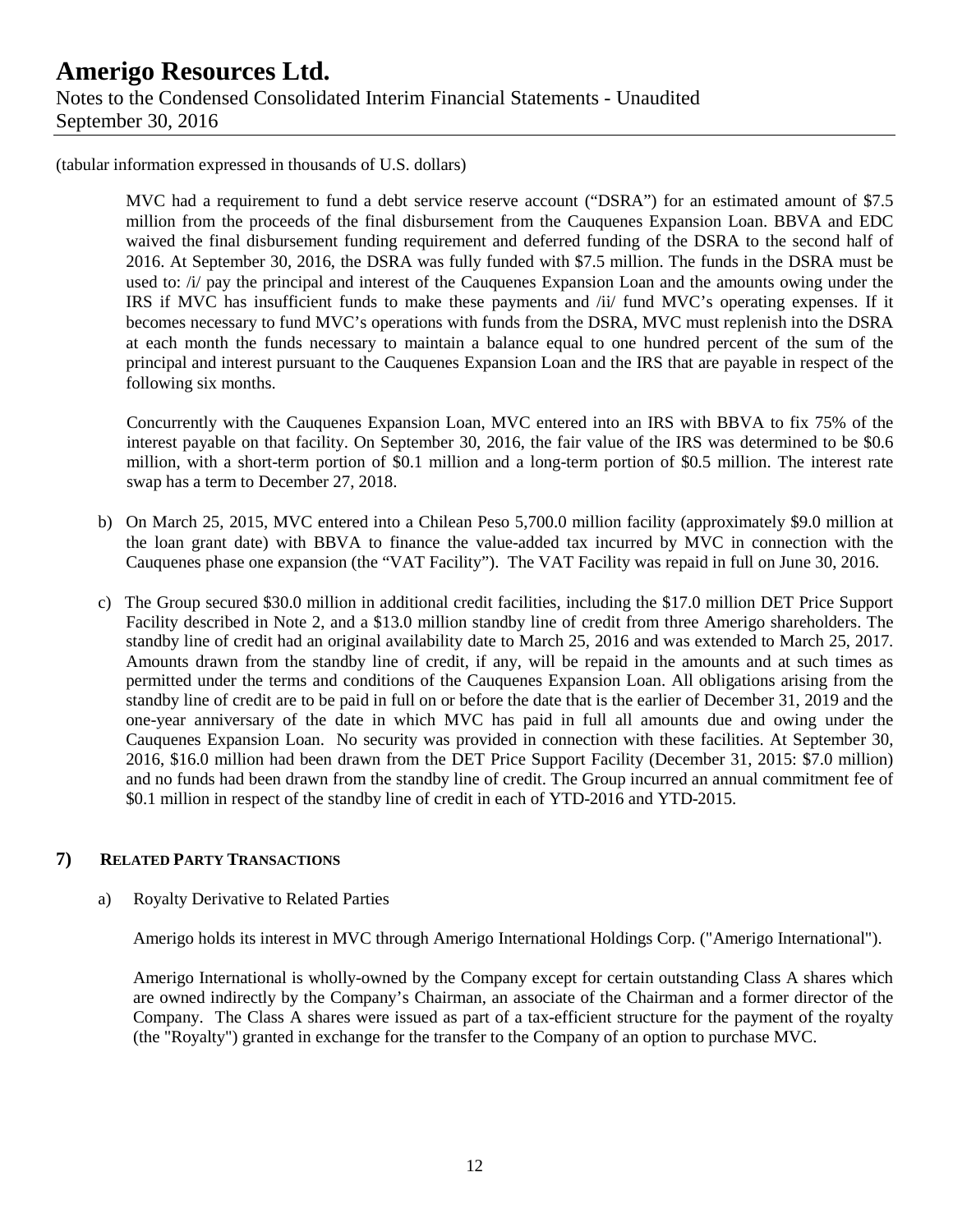(tabular information expressed in thousands of U.S. dollars)

MVC had a requirement to fund a debt service reserve account ("DSRA") for an estimated amount of $7.5 million from the proceeds of the final disbursement from the Cauquenes Expansion Loan. BBVA and EDC waived the final disbursement funding requirement and deferred funding of the DSRA to the second half of 2016. At September 30, 2016, the DSRA was fully funded with $7.5 million. The funds in the DSRA must be used to: /i/ pay the principal and interest of the Cauquenes Expansion Loan and the amounts owing under the IRS if MVC has insufficient funds to make these payments and /ii/ fund MVC's operating expenses. If it becomes necessary to fund MVC's operations with funds from the DSRA, MVC must replenish into the DSRA at each month the funds necessary to maintain a balance equal to one hundred percent of the sum of the principal and interest pursuant to the Cauquenes Expansion Loan and the IRS that are payable in respect of the following six months.

Concurrently with the Cauquenes Expansion Loan, MVC entered into an IRS with BBVA to fix 75% of the interest payable on that facility. On September 30, 2016, the fair value of the IRS was determined to be $0.6 million, with a short-term portion of $0.1 million and a long-term portion of $0.5 million. The interest rate swap has a term to December 27, 2018.

b) On March 25, 2015, MVC entered into a Chilean Peso 5,700.0 million facility (approximately $9.0 million at the loan grant date) with BBVA to finance the value-added tax incurred by MVC in connection with the Cauquenes phase one expansion (the "VAT Facility"). The VAT Facility was repaid in full on June 30, 2016.

c) The Group secured $30.0 million in additional credit facilities, including the $17.0 million DET Price Support Facility described in Note 2, and a $13.0 million standby line of credit from three Amerigo shareholders. The standby line of credit had an original availability date to March 25, 2016 and was extended to March 25, 2017. Amounts drawn from the standby line of credit, if any, will be repaid in the amounts and at such times as permitted under the terms and conditions of the Cauquenes Expansion Loan. All obligations arising from the standby line of credit are to be paid in full on or before the date that is the earlier of December 31, 2019 and the one-year anniversary of the date in which MVC has paid in full all amounts due and owing under the Cauquenes Expansion Loan. No security was provided in connection with these facilities. At September 30, 2016, $16.0 million had been drawn from the DET Price Support Facility (December 31, 2015: $7.0 million) and no funds had been drawn from the standby line of credit. The Group incurred an annual commitment fee of $0.1 million in respect of the standby line of credit in each of YTD-2016 and YTD-2015.

## 7) RELATED PARTY TRANSACTIONS

a) Royalty Derivative to Related Parties

Amerigo holds its interest in MVC through Amerigo International Holdings Corp. ("Amerigo International").

Amerigo International is wholly-owned by the Company except for certain outstanding Class A shares which are owned indirectly by the Company's Chairman, an associate of the Chairman and a former director of the Company. The Class A shares were issued as part of a tax-efficient structure for the payment of the royalty (the "Royalty") granted in exchange for the transfer to the Company of an option to purchase MVC.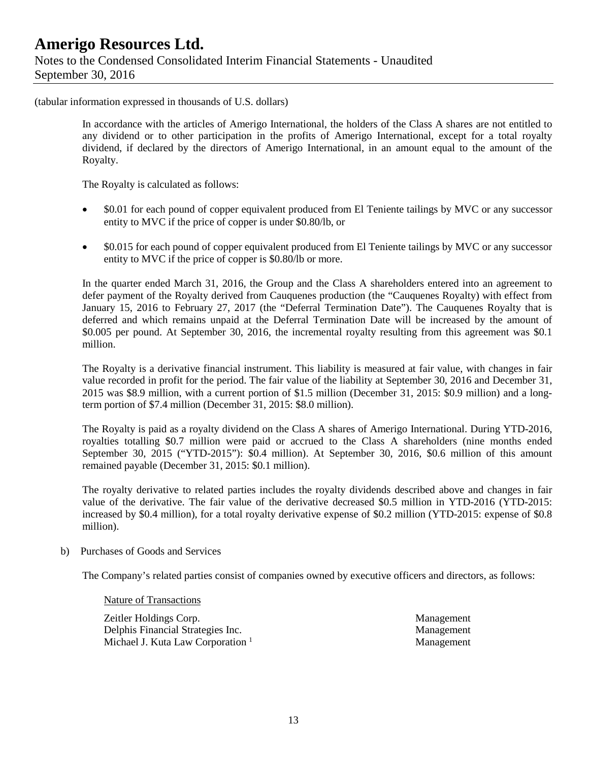(tabular information expressed in thousands of U.S. dollars)

In accordance with the articles of Amerigo International, the holders of the Class A shares are not entitled to any dividend or to other participation in the profits of Amerigo International, except for a total royalty dividend, if declared by the directors of Amerigo International, in an amount equal to the amount of the Royalty.

The Royalty is calculated as follows:

- \$0.01 for each pound of copper equivalent produced from El Teniente tailings by MVC or any successor entity to MVC if the price of copper is under \$0.80/lb, or
- \$0.015 for each pound of copper equivalent produced from El Teniente tailings by MVC or any successor entity to MVC if the price of copper is \$0.80/lb or more.

In the quarter ended March 31, 2016, the Group and the Class A shareholders entered into an agreement to defer payment of the Royalty derived from Cauquenes production (the "Cauquenes Royalty) with effect from January 15, 2016 to February 27, 2017 (the "Deferral Termination Date"). The Cauquenes Royalty that is deferred and which remains unpaid at the Deferral Termination Date will be increased by the amount of \$0.005 per pound. At September 30, 2016, the incremental royalty resulting from this agreement was \$0.1 million.

The Royalty is a derivative financial instrument. This liability is measured at fair value, with changes in fair value recorded in profit for the period. The fair value of the liability at September 30, 2016 and December 31, 2015 was \$8.9 million, with a current portion of \$1.5 million (December 31, 2015: \$0.9 million) and a long-term portion of \$7.4 million (December 31, 2015: \$8.0 million).

The Royalty is paid as a royalty dividend on the Class A shares of Amerigo International. During YTD-2016, royalties totalling \$0.7 million were paid or accrued to the Class A shareholders (nine months ended September 30, 2015 ("YTD-2015"): \$0.4 million). At September 30, 2016, \$0.6 million of this amount remained payable (December 31, 2015: \$0.1 million).

The royalty derivative to related parties includes the royalty dividends described above and changes in fair value of the derivative. The fair value of the derivative decreased \$0.5 million in YTD-2016 (YTD-2015: increased by \$0.4 million), for a total royalty derivative expense of \$0.2 million (YTD-2015: expense of \$0.8 million).

b) Purchases of Goods and Services

The Company's related parties consist of companies owned by executive officers and directors, as follows:

| | Nature of Transactions |
|---|---|
| Zeitler Holdings Corp. | Management |
| Delphis Financial Strategies Inc. | Management |
| Michael J. Kuta Law Corporation [1] | Management |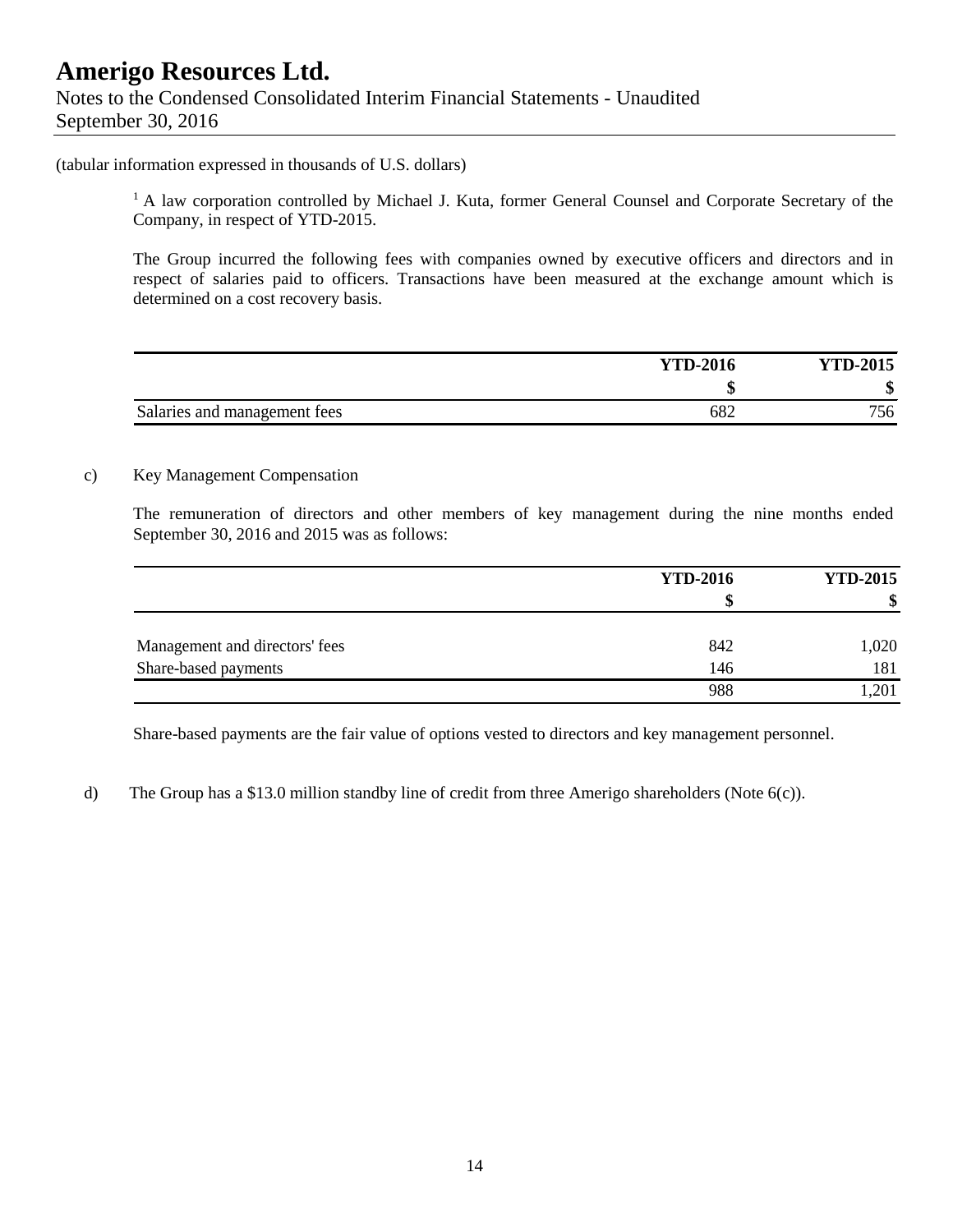(tabular information expressed in thousands of U.S. dollars)

[1] A law corporation controlled by Michael J. Kuta, former General Counsel and Corporate Secretary of the Company, in respect of YTD-2015.

The Group incurred the following fees with companies owned by executive officers and directors and in respect of salaries paid to officers. Transactions have been measured at the exchange amount which is determined on a cost recovery basis.

| | YTD-2016 | YTD-2015 |
|---|---|---|
| | $ | $ |
| Salaries and management fees | 682 | 756 |

c) Key Management Compensation

The remuneration of directors and other members of key management during the nine months ended September 30, 2016 and 2015 was as follows:

| | YTD-2016 | YTD-2015 |
|---|---|---|
| | $ | $ |
| Management and directors' fees | 842 | 1,020 |
| Share-based payments | 146 | 181 |
| | 988 | 1,201 |

Share-based payments are the fair value of options vested to directors and key management personnel.

d) The Group has a $13.0 million standby line of credit from three Amerigo shareholders (Note 6(c)).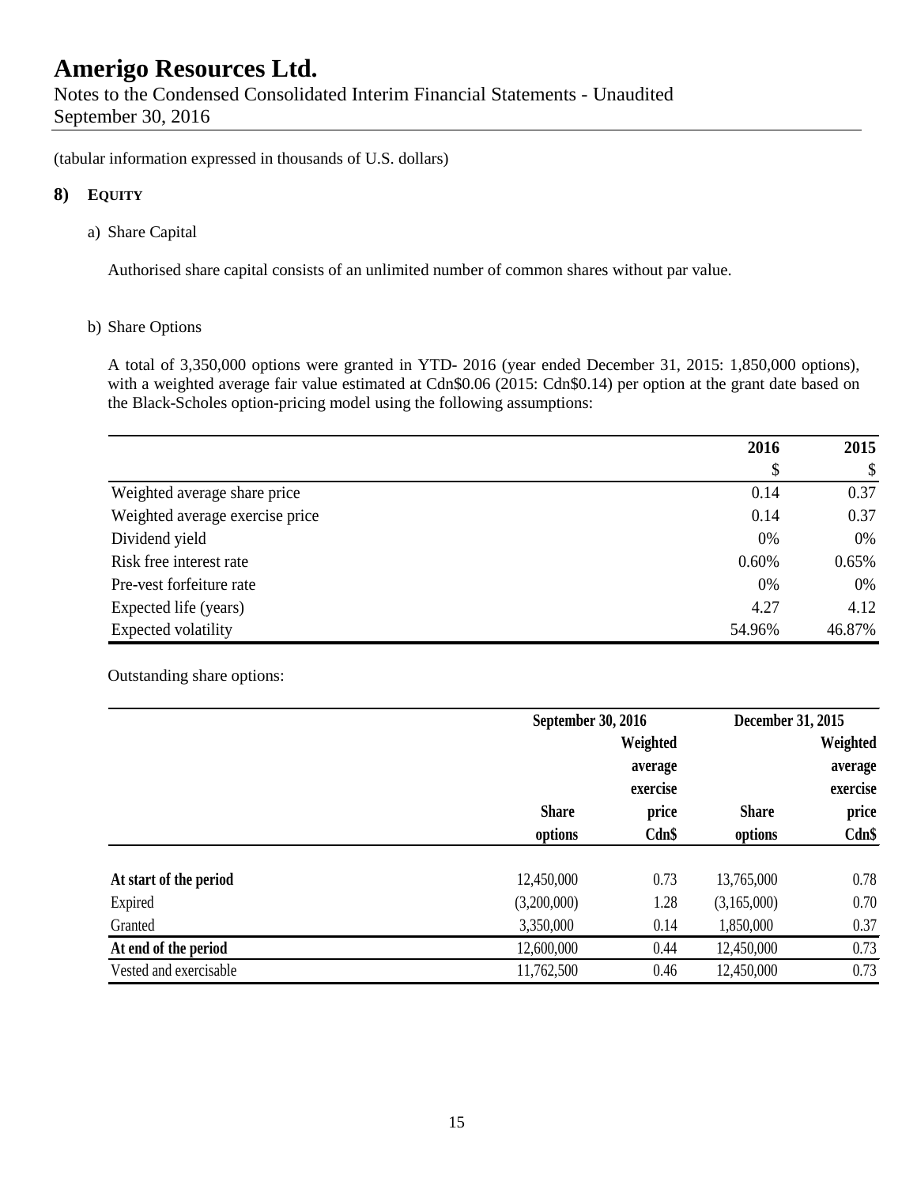(tabular information expressed in thousands of U.S. dollars)

## 8) EQUITY

a) Share Capital

Authorised share capital consists of an unlimited number of common shares without par value.

b) Share Options

A total of 3,350,000 options were granted in YTD- 2016 (year ended December 31, 2015: 1,850,000 options), with a weighted average fair value estimated at Cdn$0.06 (2015: Cdn$0.14) per option at the grant date based on the Black-Scholes option-pricing model using the following assumptions:

| | 2016 | 2015 |
|---|---|---|
| | $ | $ |
| Weighted average share price | 0.14 | 0.37 |
| Weighted average exercise price | 0.14 | 0.37 |
| Dividend yield | 0% | 0% |
| Risk free interest rate | 0.60% | 0.65% |
| Pre-vest forfeiture rate | 0% | 0% |
| Expected life (years) | 4.27 | 4.12 |
| Expected volatility | 54.96% | 46.87% |

Outstanding share options:

| | September 30, 2016 | | December 31, 2015 | |
|---|---|---|---|---|
| | Share options | Weighted average exercise price Cdn$ | Share options | Weighted average exercise price Cdn$ |
| **At start of the period** | 12,450,000 | 0.73 | 13,765,000 | 0.78 |
| Expired | (3,200,000) | 1.28 | (3,165,000) | 0.70 |
| Granted | 3,350,000 | 0.14 | 1,850,000 | 0.37 |
| **At end of the period** | 12,600,000 | 0.44 | 12,450,000 | 0.73 |
| Vested and exercisable | 11,762,500 | 0.46 | 12,450,000 | 0.73 |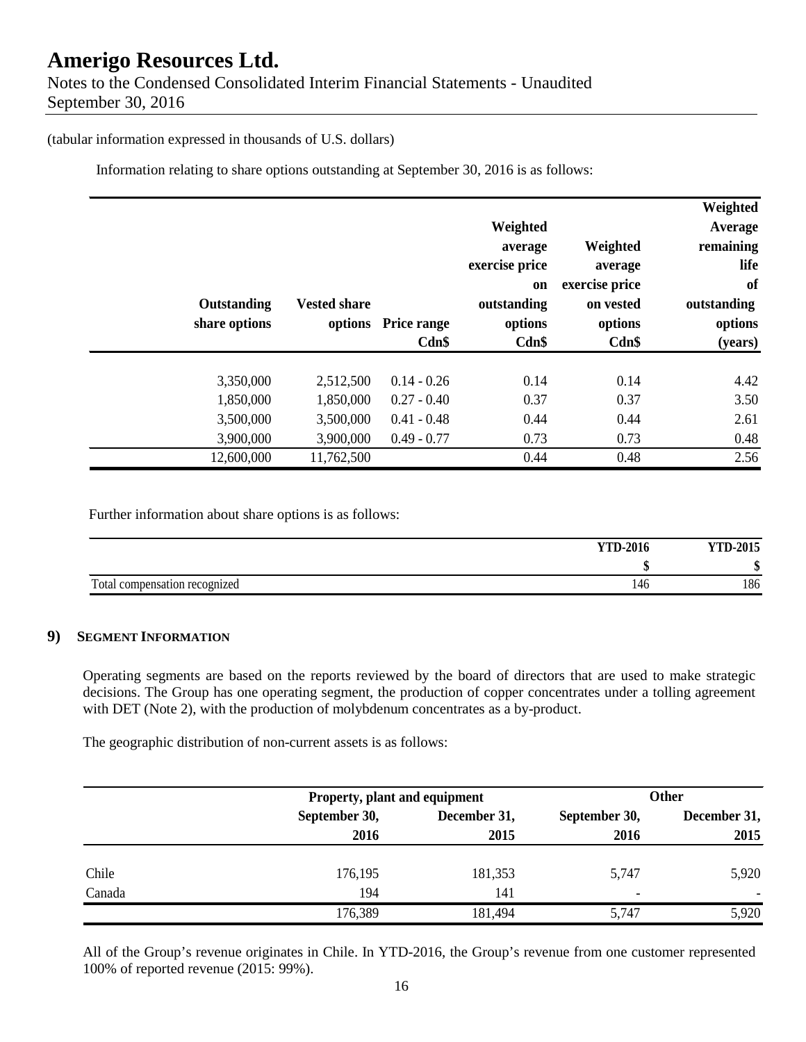(tabular information expressed in thousands of U.S. dollars)

Information relating to share options outstanding at September 30, 2016 is as follows:

| Outstanding share options | Vested share options | Price range Cdn$ | Weighted average exercise price on outstanding options Cdn$ | Weighted average exercise price on vested options Cdn$ | Weighted Average remaining life of outstanding options (years) |
|---|---|---|---|---|---|
| 3,350,000 | 2,512,500 | 0.14 - 0.26 | 0.14 | 0.14 | 4.42 |
| 1,850,000 | 1,850,000 | 0.27 - 0.40 | 0.37 | 0.37 | 3.50 |
| 3,500,000 | 3,500,000 | 0.41 - 0.48 | 0.44 | 0.44 | 2.61 |
| 3,900,000 | 3,900,000 | 0.49 - 0.77 | 0.73 | 0.73 | 0.48 |
| 12,600,000 | 11,762,500 | | 0.44 | 0.48 | 2.56 |

Further information about share options is as follows:

| | YTD-2016 | YTD-2015 |
|---|---|---|
| | $ | $ |
| Total compensation recognized | 146 | 186 |

## 9) SEGMENT INFORMATION

Operating segments are based on the reports reviewed by the board of directors that are used to make strategic decisions. The Group has one operating segment, the production of copper concentrates under a tolling agreement with DET (Note 2), with the production of molybdenum concentrates as a by-product.

The geographic distribution of non-current assets is as follows:

| | Property, plant and equipment | | Other | |
|---|---|---|---|---|
| | September 30, 2016 | December 31, 2015 | September 30, 2016 | December 31, 2015 |
| Chile | 176,195 | 181,353 | 5,747 | 5,920 |
| Canada | 194 | 141 | - | - |
| | 176,389 | 181,494 | 5,747 | 5,920 |

All of the Group's revenue originates in Chile. In YTD-2016, the Group's revenue from one customer represented 100% of reported revenue (2015: 99%).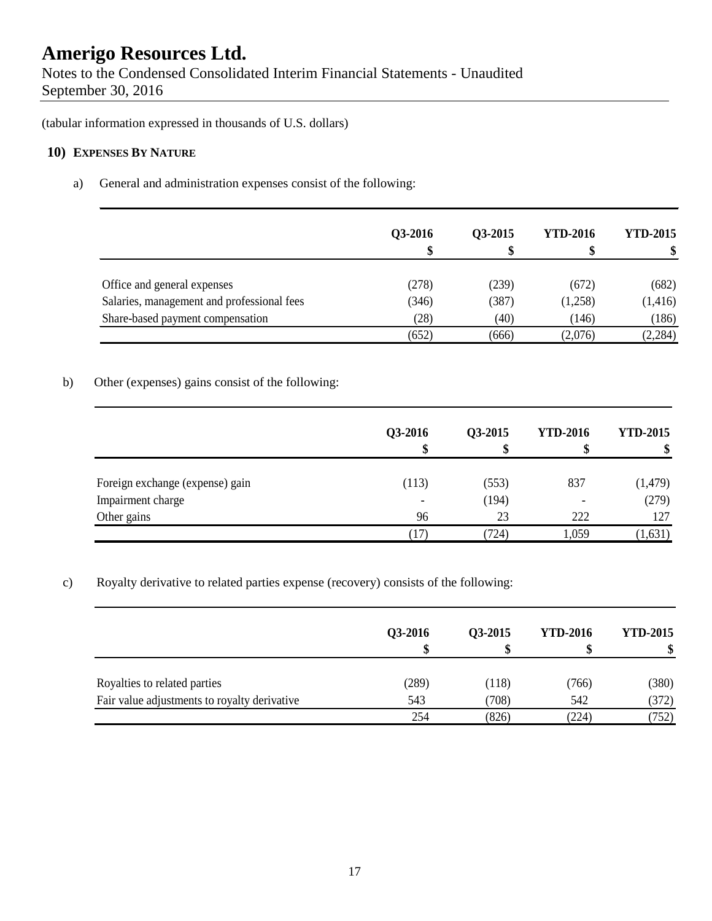(tabular information expressed in thousands of U.S. dollars)

## 10) EXPENSES BY NATURE

a) General and administration expenses consist of the following:

| | Q3-2016<br>$ | Q3-2015<br>$ | YTD-2016<br>$ | YTD-2015<br>$ |
|---|---|---|---|---|
| Office and general expenses | (278) | (239) | (672) | (682) |
| Salaries, management and professional fees | (346) | (387) | (1,258) | (1,416) |
| Share-based payment compensation | (28) | (40) | (146) | (186) |
| | (652) | (666) | (2,076) | (2,284) |

b) Other (expenses) gains consist of the following:

| | Q3-2016<br>$ | Q3-2015<br>$ | YTD-2016<br>$ | YTD-2015<br>$ |
|---|---|---|---|---|
| Foreign exchange (expense) gain | (113) | (553) | 837 | (1,479) |
| Impairment charge | - | (194) | - | (279) |
| Other gains | 96 | 23 | 222 | 127 |
| | (17) | (724) | 1,059 | (1,631) |

c) Royalty derivative to related parties expense (recovery) consists of the following:

| | Q3-2016<br>$ | Q3-2015<br>$ | YTD-2016<br>$ | YTD-2015<br>$ |
|---|---|---|---|---|
| Royalties to related parties | (289) | (118) | (766) | (380) |
| Fair value adjustments to royalty derivative | 543 | (708) | 542 | (372) |
| | 254 | (826) | (224) | (752) |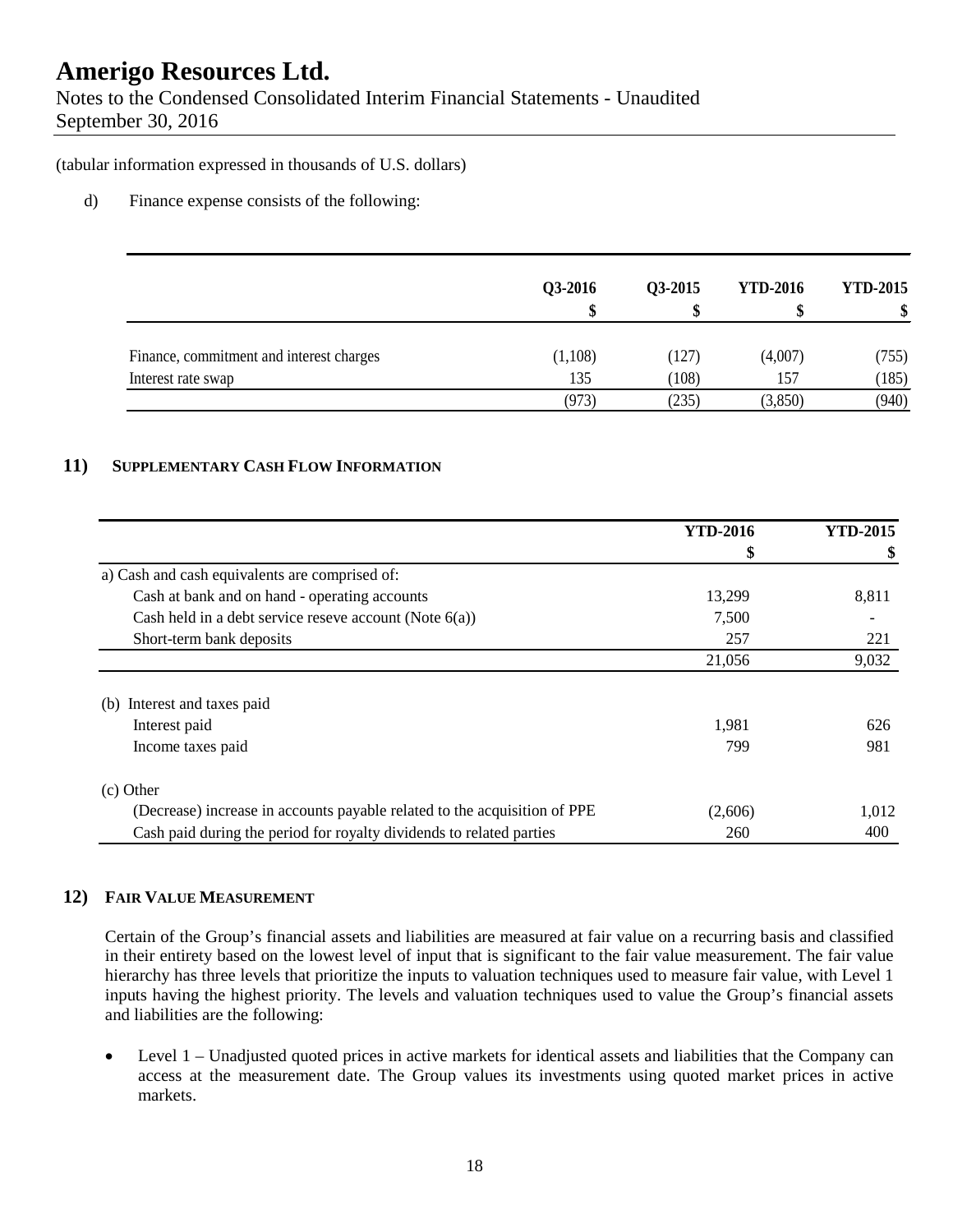(tabular information expressed in thousands of U.S. dollars)

d) Finance expense consists of the following:

| | Q3-2016 | Q3-2015 | YTD-2016 | YTD-2015 |
|---|---|---|---|---|
| | $ | $ | $ | $ |
| Finance, commitment and interest charges | (1,108) | (127) | (4,007) | (755) |
| Interest rate swap | 135 | (108) | 157 | (185) |
| | (973) | (235) | (3,850) | (940) |

## 11) SUPPLEMENTARY CASH FLOW INFORMATION

| | YTD-2016 | YTD-2015 |
|---|---|---|
| | $ | $ |
| a) Cash and cash equivalents are comprised of: | | |
| Cash at bank and on hand - operating accounts | 13,299 | 8,811 |
| Cash held in a debt service reseve account (Note 6(a)) | 7,500 | - |
| Short-term bank deposits | 257 | 221 |
| | 21,056 | 9,032 |
| (b) Interest and taxes paid | | |
| Interest paid | 1,981 | 626 |
| Income taxes paid | 799 | 981 |
| (c) Other | | |
| (Decrease) increase in accounts payable related to the acquisition of PPE | (2,606) | 1,012 |
| Cash paid during the period for royalty dividends to related parties | 260 | 400 |

## 12) FAIR VALUE MEASUREMENT

Certain of the Group's financial assets and liabilities are measured at fair value on a recurring basis and classified in their entirety based on the lowest level of input that is significant to the fair value measurement. The fair value hierarchy has three levels that prioritize the inputs to valuation techniques used to measure fair value, with Level 1 inputs having the highest priority. The levels and valuation techniques used to value the Group's financial assets and liabilities are the following:

- Level 1 – Unadjusted quoted prices in active markets for identical assets and liabilities that the Company can access at the measurement date. The Group values its investments using quoted market prices in active markets.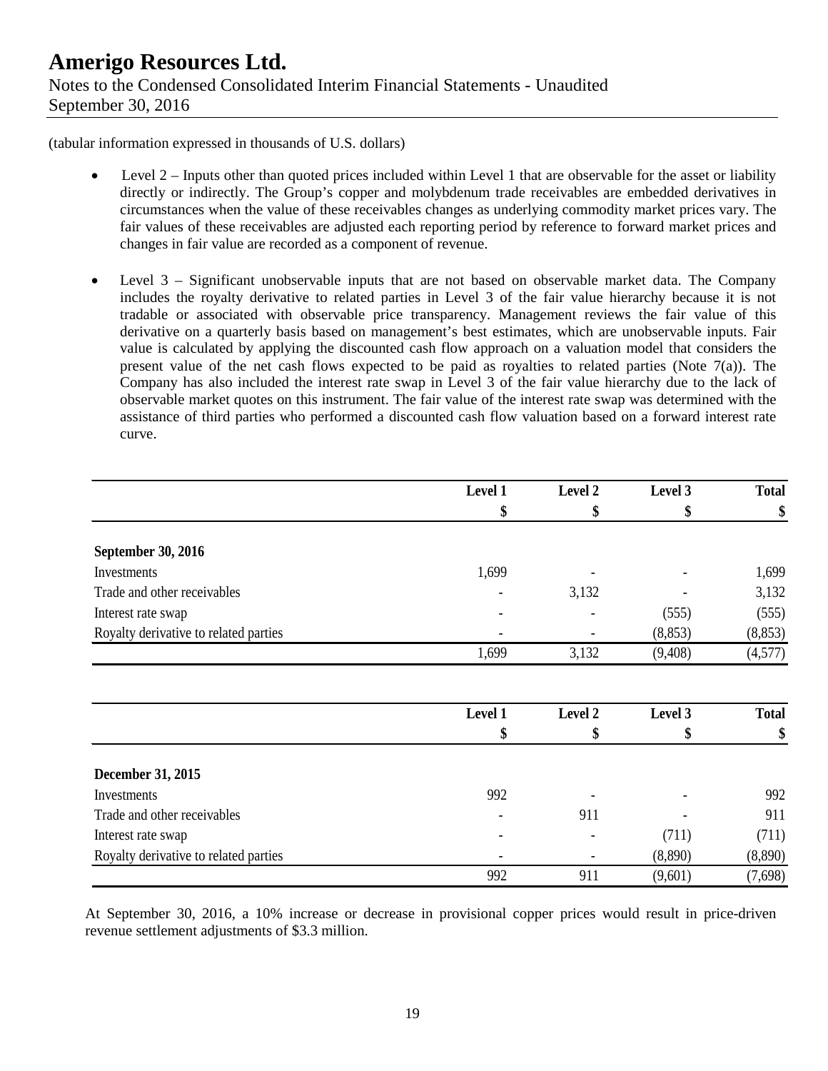(tabular information expressed in thousands of U.S. dollars)

- Level 2 – Inputs other than quoted prices included within Level 1 that are observable for the asset or liability directly or indirectly. The Group's copper and molybdenum trade receivables are embedded derivatives in circumstances when the value of these receivables changes as underlying commodity market prices vary. The fair values of these receivables are adjusted each reporting period by reference to forward market prices and changes in fair value are recorded as a component of revenue.

- Level 3 – Significant unobservable inputs that are not based on observable market data. The Company includes the royalty derivative to related parties in Level 3 of the fair value hierarchy because it is not tradable or associated with observable price transparency. Management reviews the fair value of this derivative on a quarterly basis based on management's best estimates, which are unobservable inputs. Fair value is calculated by applying the discounted cash flow approach on a valuation model that considers the present value of the net cash flows expected to be paid as royalties to related parties (Note 7(a)). The Company has also included the interest rate swap in Level 3 of the fair value hierarchy due to the lack of observable market quotes on this instrument. The fair value of the interest rate swap was determined with the assistance of third parties who performed a discounted cash flow valuation based on a forward interest rate curve.

| | Level 1 | Level 2 | Level 3 | Total |
|---|---|---|---|---|
| | $ | $ | $ | $ |
| **September 30, 2016** | | | | |
| Investments | 1,699 | - | - | 1,699 |
| Trade and other receivables | - | 3,132 | - | 3,132 |
| Interest rate swap | - | - | (555) | (555) |
| Royalty derivative to related parties | - | - | (8,853) | (8,853) |
| | 1,699 | 3,132 | (9,408) | (4,577) |

| | Level 1 | Level 2 | Level 3 | Total |
|---|---|---|---|---|
| | $ | $ | $ | $ |
| **December 31, 2015** | | | | |
| Investments | 992 | - | - | 992 |
| Trade and other receivables | - | 911 | - | 911 |
| Interest rate swap | - | - | (711) | (711) |
| Royalty derivative to related parties | - | - | (8,890) | (8,890) |
| | 992 | 911 | (9,601) | (7,698) |

At September 30, 2016, a 10% increase or decrease in provisional copper prices would result in price-driven revenue settlement adjustments of $3.3 million.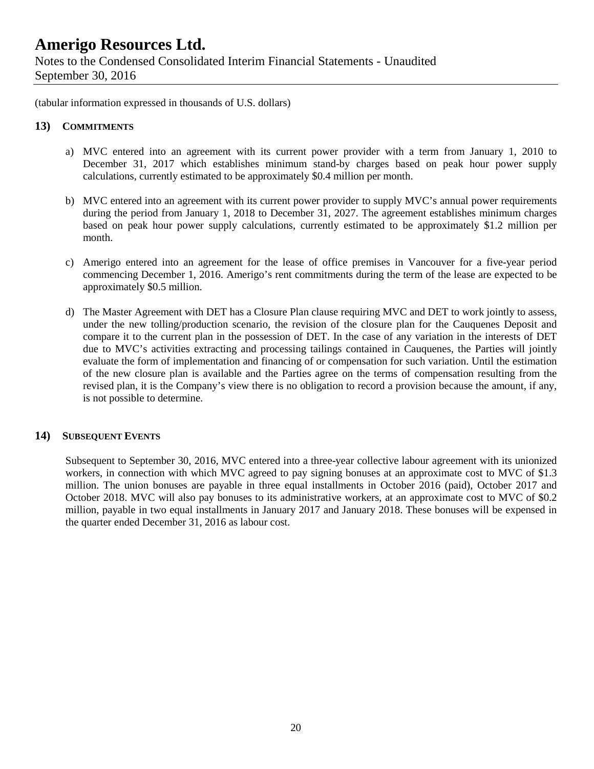(tabular information expressed in thousands of U.S. dollars)

## 13) COMMITMENTS

a) MVC entered into an agreement with its current power provider with a term from January 1, 2010 to December 31, 2017 which establishes minimum stand-by charges based on peak hour power supply calculations, currently estimated to be approximately $0.4 million per month.

b) MVC entered into an agreement with its current power provider to supply MVC's annual power requirements during the period from January 1, 2018 to December 31, 2027. The agreement establishes minimum charges based on peak hour power supply calculations, currently estimated to be approximately $1.2 million per month.

c) Amerigo entered into an agreement for the lease of office premises in Vancouver for a five-year period commencing December 1, 2016. Amerigo's rent commitments during the term of the lease are expected to be approximately $0.5 million.

d) The Master Agreement with DET has a Closure Plan clause requiring MVC and DET to work jointly to assess, under the new tolling/production scenario, the revision of the closure plan for the Cauquenes Deposit and compare it to the current plan in the possession of DET. In the case of any variation in the interests of DET due to MVC's activities extracting and processing tailings contained in Cauquenes, the Parties will jointly evaluate the form of implementation and financing of or compensation for such variation. Until the estimation of the new closure plan is available and the Parties agree on the terms of compensation resulting from the revised plan, it is the Company's view there is no obligation to record a provision because the amount, if any, is not possible to determine.

## 14) SUBSEQUENT EVENTS

Subsequent to September 30, 2016, MVC entered into a three-year collective labour agreement with its unionized workers, in connection with which MVC agreed to pay signing bonuses at an approximate cost to MVC of $1.3 million. The union bonuses are payable in three equal installments in October 2016 (paid), October 2017 and October 2018. MVC will also pay bonuses to its administrative workers, at an approximate cost to MVC of $0.2 million, payable in two equal installments in January 2017 and January 2018. These bonuses will be expensed in the quarter ended December 31, 2016 as labour cost.